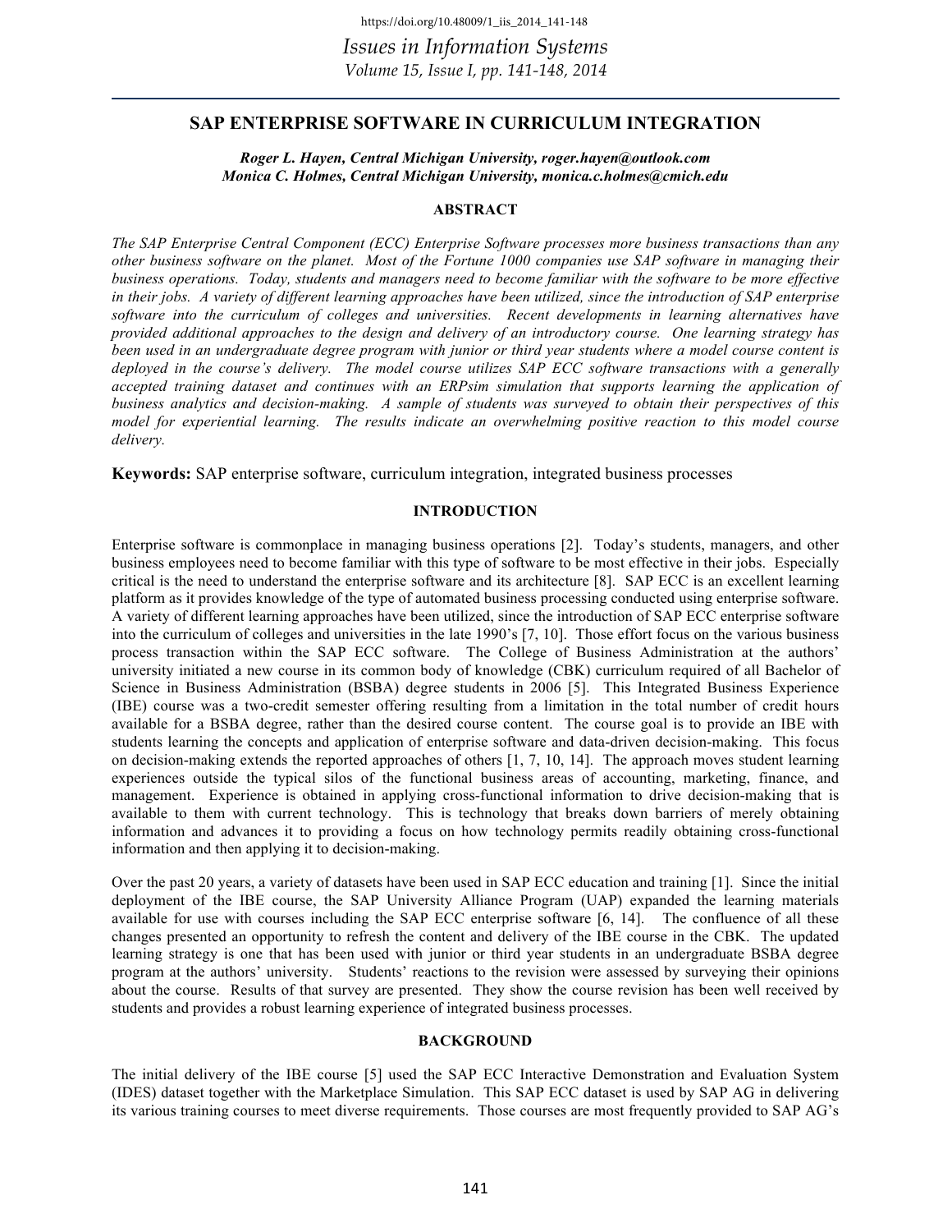# SAP ENTERPRISE SOFTWARE IN CURRICULUM INTEGRATION

***Roger L. Hayen, Central Michigan University, roger.hayen@outlook.com***
***Monica C. Holmes, Central Michigan University, monica.c.holmes@cmich.edu***

## ABSTRACT

*The SAP Enterprise Central Component (ECC) Enterprise Software processes more business transactions than any other business software on the planet. Most of the Fortune 1000 companies use SAP software in managing their business operations. Today, students and managers need to become familiar with the software to be more effective in their jobs. A variety of different learning approaches have been utilized, since the introduction of SAP enterprise software into the curriculum of colleges and universities. Recent developments in learning alternatives have provided additional approaches to the design and delivery of an introductory course. One learning strategy has been used in an undergraduate degree program with junior or third year students where a model course content is deployed in the course's delivery. The model course utilizes SAP ECC software transactions with a generally accepted training dataset and continues with an ERPsim simulation that supports learning the application of business analytics and decision-making. A sample of students was surveyed to obtain their perspectives of this model for experiential learning. The results indicate an overwhelming positive reaction to this model course delivery.*

**Keywords:** SAP enterprise software, curriculum integration, integrated business processes

## INTRODUCTION

Enterprise software is commonplace in managing business operations [2]. Today's students, managers, and other business employees need to become familiar with this type of software to be most effective in their jobs. Especially critical is the need to understand the enterprise software and its architecture [8]. SAP ECC is an excellent learning platform as it provides knowledge of the type of automated business processing conducted using enterprise software. A variety of different learning approaches have been utilized, since the introduction of SAP ECC enterprise software into the curriculum of colleges and universities in the late 1990's [7, 10]. Those effort focus on the various business process transaction within the SAP ECC software. The College of Business Administration at the authors' university initiated a new course in its common body of knowledge (CBK) curriculum required of all Bachelor of Science in Business Administration (BSBA) degree students in 2006 [5]. This Integrated Business Experience (IBE) course was a two-credit semester offering resulting from a limitation in the total number of credit hours available for a BSBA degree, rather than the desired course content. The course goal is to provide an IBE with students learning the concepts and application of enterprise software and data-driven decision-making. This focus on decision-making extends the reported approaches of others [1, 7, 10, 14]. The approach moves student learning experiences outside the typical silos of the functional business areas of accounting, marketing, finance, and management. Experience is obtained in applying cross-functional information to drive decision-making that is available to them with current technology. This is technology that breaks down barriers of merely obtaining information and advances it to providing a focus on how technology permits readily obtaining cross-functional information and then applying it to decision-making.

Over the past 20 years, a variety of datasets have been used in SAP ECC education and training [1]. Since the initial deployment of the IBE course, the SAP University Alliance Program (UAP) expanded the learning materials available for use with courses including the SAP ECC enterprise software [6, 14]. The confluence of all these changes presented an opportunity to refresh the content and delivery of the IBE course in the CBK. The updated learning strategy is one that has been used with junior or third year students in an undergraduate BSBA degree program at the authors' university. Students' reactions to the revision were assessed by surveying their opinions about the course. Results of that survey are presented. They show the course revision has been well received by students and provides a robust learning experience of integrated business processes.

## BACKGROUND

The initial delivery of the IBE course [5] used the SAP ECC Interactive Demonstration and Evaluation System (IDES) dataset together with the Marketplace Simulation. This SAP ECC dataset is used by SAP AG in delivering its various training courses to meet diverse requirements. Those courses are most frequently provided to SAP AG's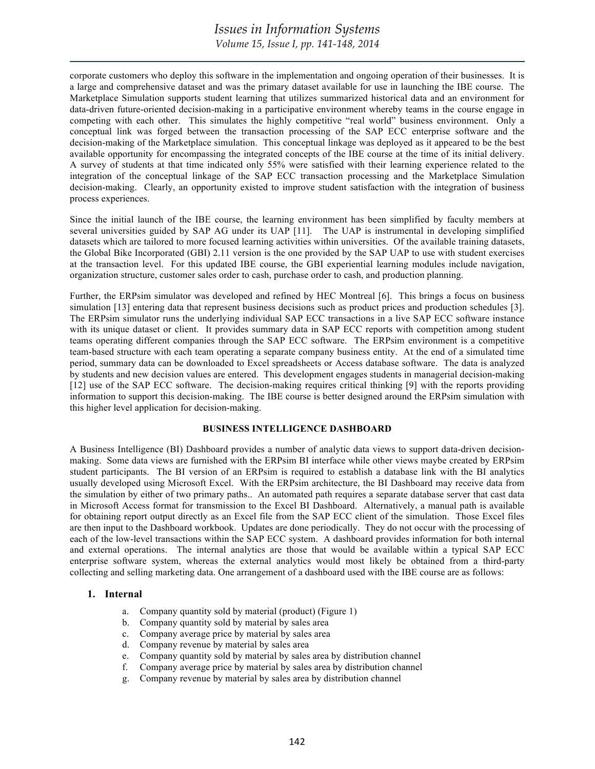corporate customers who deploy this software in the implementation and ongoing operation of their businesses. It is a large and comprehensive dataset and was the primary dataset available for use in launching the IBE course. The Marketplace Simulation supports student learning that utilizes summarized historical data and an environment for data-driven future-oriented decision-making in a participative environment whereby teams in the course engage in competing with each other. This simulates the highly competitive "real world" business environment. Only a conceptual link was forged between the transaction processing of the SAP ECC enterprise software and the decision-making of the Marketplace simulation. This conceptual linkage was deployed as it appeared to be the best available opportunity for encompassing the integrated concepts of the IBE course at the time of its initial delivery. A survey of students at that time indicated only 55% were satisfied with their learning experience related to the integration of the conceptual linkage of the SAP ECC transaction processing and the Marketplace Simulation decision-making. Clearly, an opportunity existed to improve student satisfaction with the integration of business process experiences.

Since the initial launch of the IBE course, the learning environment has been simplified by faculty members at several universities guided by SAP AG under its UAP [11]. The UAP is instrumental in developing simplified datasets which are tailored to more focused learning activities within universities. Of the available training datasets, the Global Bike Incorporated (GBI) 2.11 version is the one provided by the SAP UAP to use with student exercises at the transaction level. For this updated IBE course, the GBI experiential learning modules include navigation, organization structure, customer sales order to cash, purchase order to cash, and production planning.

Further, the ERPsim simulator was developed and refined by HEC Montreal [6]. This brings a focus on business simulation [13] entering data that represent business decisions such as product prices and production schedules [3]. The ERPsim simulator runs the underlying individual SAP ECC transactions in a live SAP ECC software instance with its unique dataset or client. It provides summary data in SAP ECC reports with competition among student teams operating different companies through the SAP ECC software. The ERPsim environment is a competitive team-based structure with each team operating a separate company business entity. At the end of a simulated time period, summary data can be downloaded to Excel spreadsheets or Access database software. The data is analyzed by students and new decision values are entered. This development engages students in managerial decision-making [12] use of the SAP ECC software. The decision-making requires critical thinking [9] with the reports providing information to support this decision-making. The IBE course is better designed around the ERPsim simulation with this higher level application for decision-making.

## BUSINESS INTELLIGENCE DASHBOARD

A Business Intelligence (BI) Dashboard provides a number of analytic data views to support data-driven decision-making. Some data views are furnished with the ERPsim BI interface while other views maybe created by ERPsim student participants. The BI version of an ERPsim is required to establish a database link with the BI analytics usually developed using Microsoft Excel. With the ERPsim architecture, the BI Dashboard may receive data from the simulation by either of two primary paths.. An automated path requires a separate database server that cast data in Microsoft Access format for transmission to the Excel BI Dashboard. Alternatively, a manual path is available for obtaining report output directly as an Excel file from the SAP ECC client of the simulation. Those Excel files are then input to the Dashboard workbook. Updates are done periodically. They do not occur with the processing of each of the low-level transactions within the SAP ECC system. A dashboard provides information for both internal and external operations. The internal analytics are those that would be available within a typical SAP ECC enterprise software system, whereas the external analytics would most likely be obtained from a third-party collecting and selling marketing data. One arrangement of a dashboard used with the IBE course are as follows:

1. **Internal**
   a. Company quantity sold by material (product) (Figure 1)
   b. Company quantity sold by material by sales area
   c. Company average price by material by sales area
   d. Company revenue by material by sales area
   e. Company quantity sold by material by sales area by distribution channel
   f. Company average price by material by sales area by distribution channel
   g. Company revenue by material by sales area by distribution channel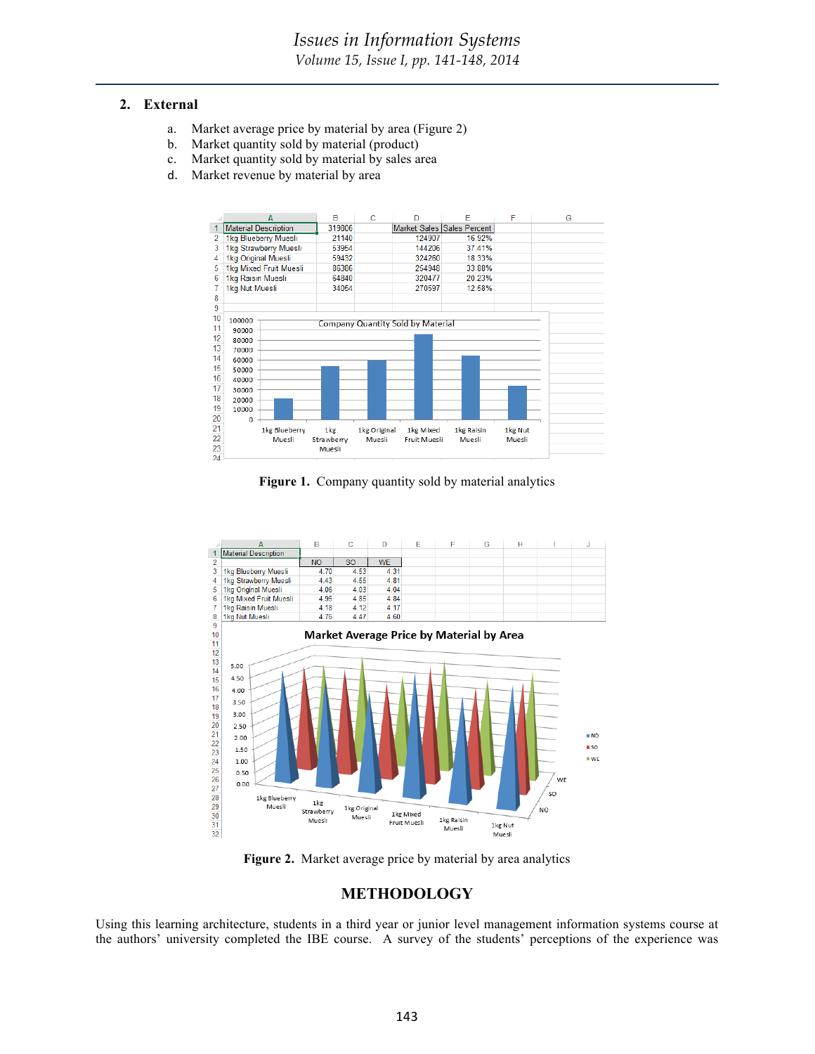## 2. External

a. Market average price by material by area (Figure 2)
b. Market quantity sold by material (product)
c. Market quantity sold by material by sales area
d. Market revenue by material by area

| Material Description | 319806 | | Market Sales | Sales Percent |
|---|---|---|---|---|
| 1kg Blueberry Muesli | 21140 | | 124907 | 16.92% |
| 1kg Strawberry Muesli | 53954 | | 144206 | 37.41% |
| 1kg Original Muesli | 59432 | | 324260 | 18.33% |
| 1kg Mixed Fruit Muesli | 86386 | | 254948 | 33.88% |
| 1kg Raisin Muesli | 64840 | | 320477 | 20.23% |
| 1kg Nut Muesli | 34054 | | 270597 | 12.58% |

**Figure 1.** Company quantity sold by material analytics

| Material Description | NO | SO | WE |
|---|---|---|---|
| 1kg Blueberry Muesli | 4.70 | 4.53 | 4.31 |
| 1kg Strawberry Muesli | 4.43 | 4.55 | 4.81 |
| 1kg Original Muesli | 4.06 | 4.03 | 4.04 |
| 1kg Mixed Fruit Muesli | 4.95 | 4.85 | 4.84 |
| 1kg Raisin Muesli | 4.18 | 4.12 | 4.17 |
| 1kg Nut Muesli | 4.76 | 4.47 | 4.60 |

**Figure 2.** Market average price by material by area analytics

## METHODOLOGY

Using this learning architecture, students in a third year or junior level management information systems course at the authors' university completed the IBE course. A survey of the students' perceptions of the experience was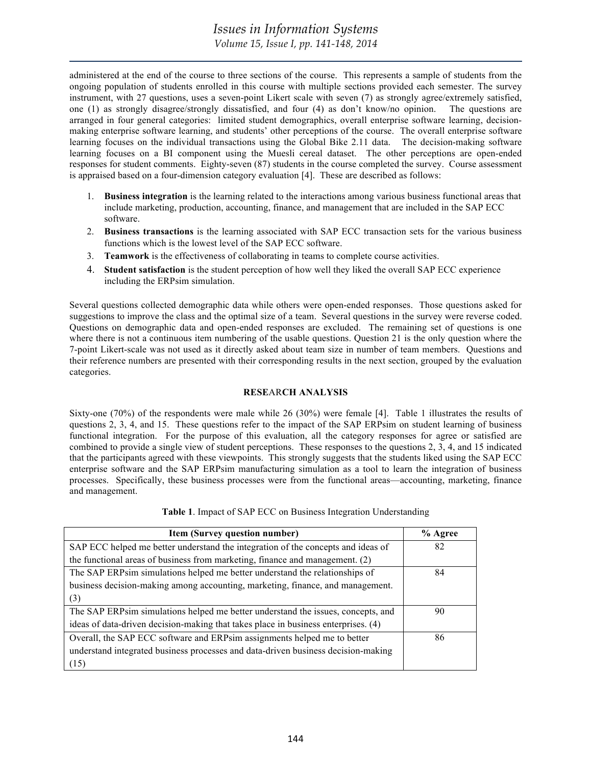administered at the end of the course to three sections of the course. This represents a sample of students from the ongoing population of students enrolled in this course with multiple sections provided each semester. The survey instrument, with 27 questions, uses a seven-point Likert scale with seven (7) as strongly agree/extremely satisfied, one (1) as strongly disagree/strongly dissatisfied, and four (4) as don't know/no opinion. The questions are arranged in four general categories: limited student demographics, overall enterprise software learning, decision-making enterprise software learning, and students' other perceptions of the course. The overall enterprise software learning focuses on the individual transactions using the Global Bike 2.11 data. The decision-making software learning focuses on a BI component using the Muesli cereal dataset. The other perceptions are open-ended responses for student comments. Eighty-seven (87) students in the course completed the survey. Course assessment is appraised based on a four-dimension category evaluation [4]. These are described as follows:

1. **Business integration** is the learning related to the interactions among various business functional areas that include marketing, production, accounting, finance, and management that are included in the SAP ECC software.
2. **Business transactions** is the learning associated with SAP ECC transaction sets for the various business functions which is the lowest level of the SAP ECC software.
3. **Teamwork** is the effectiveness of collaborating in teams to complete course activities.
4. **Student satisfaction** is the student perception of how well they liked the overall SAP ECC experience including the ERPsim simulation.

Several questions collected demographic data while others were open-ended responses. Those questions asked for suggestions to improve the class and the optimal size of a team. Several questions in the survey were reverse coded. Questions on demographic data and open-ended responses are excluded. The remaining set of questions is one where there is not a continuous item numbering of the usable questions. Question 21 is the only question where the 7-point Likert-scale was not used as it directly asked about team size in number of team members. Questions and their reference numbers are presented with their corresponding results in the next section, grouped by the evaluation categories.

## RESEARCH ANALYSIS

Sixty-one (70%) of the respondents were male while 26 (30%) were female [4]. Table 1 illustrates the results of questions 2, 3, 4, and 15. These questions refer to the impact of the SAP ERPsim on student learning of business functional integration. For the purpose of this evaluation, all the category responses for agree or satisfied are combined to provide a single view of student perceptions. These responses to the questions 2, 3, 4, and 15 indicated that the participants agreed with these viewpoints. This strongly suggests that the students liked using the SAP ECC enterprise software and the SAP ERPsim manufacturing simulation as a tool to learn the integration of business processes. Specifically, these business processes were from the functional areas—accounting, marketing, finance and management.

**Table 1**. Impact of SAP ECC on Business Integration Understanding

| Item (Survey question number) | % Agree |
| --- | --- |
| SAP ECC helped me better understand the integration of the concepts and ideas of the functional areas of business from marketing, finance and management. (2) | 82 |
| The SAP ERPsim simulations helped me better understand the relationships of business decision-making among accounting, marketing, finance, and management. (3) | 84 |
| The SAP ERPsim simulations helped me better understand the issues, concepts, and ideas of data-driven decision-making that takes place in business enterprises. (4) | 90 |
| Overall, the SAP ECC software and ERPsim assignments helped me to better understand integrated business processes and data-driven business decision-making (15) | 86 |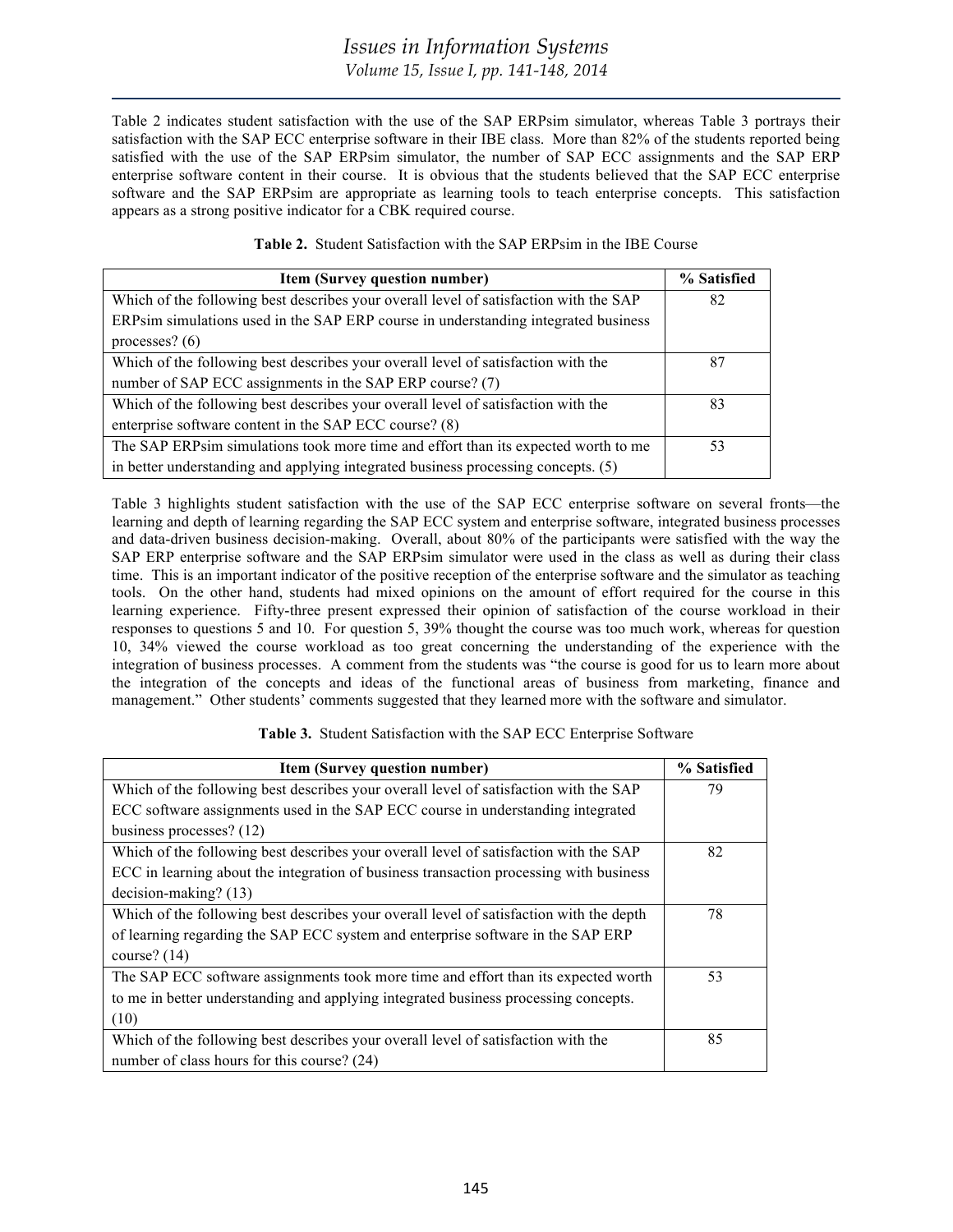Table 2 indicates student satisfaction with the use of the SAP ERPsim simulator, whereas Table 3 portrays their satisfaction with the SAP ECC enterprise software in their IBE class. More than 82% of the students reported being satisfied with the use of the SAP ERPsim simulator, the number of SAP ECC assignments and the SAP ERP enterprise software content in their course. It is obvious that the students believed that the SAP ECC enterprise software and the SAP ERPsim are appropriate as learning tools to teach enterprise concepts. This satisfaction appears as a strong positive indicator for a CBK required course.

**Table 2.** Student Satisfaction with the SAP ERPsim in the IBE Course

| Item (Survey question number) | % Satisfied |
| --- | --- |
| Which of the following best describes your overall level of satisfaction with the SAP ERPsim simulations used in the SAP ERP course in understanding integrated business processes? (6) | 82 |
| Which of the following best describes your overall level of satisfaction with the number of SAP ECC assignments in the SAP ERP course? (7) | 87 |
| Which of the following best describes your overall level of satisfaction with the enterprise software content in the SAP ECC course? (8) | 83 |
| The SAP ERPsim simulations took more time and effort than its expected worth to me in better understanding and applying integrated business processing concepts. (5) | 53 |

Table 3 highlights student satisfaction with the use of the SAP ECC enterprise software on several fronts—the learning and depth of learning regarding the SAP ECC system and enterprise software, integrated business processes and data-driven business decision-making. Overall, about 80% of the participants were satisfied with the way the SAP ERP enterprise software and the SAP ERPsim simulator were used in the class as well as during their class time. This is an important indicator of the positive reception of the enterprise software and the simulator as teaching tools. On the other hand, students had mixed opinions on the amount of effort required for the course in this learning experience. Fifty-three present expressed their opinion of satisfaction of the course workload in their responses to questions 5 and 10. For question 5, 39% thought the course was too much work, whereas for question 10, 34% viewed the course workload as too great concerning the understanding of the experience with the integration of business processes. A comment from the students was "the course is good for us to learn more about the integration of the concepts and ideas of the functional areas of business from marketing, finance and management." Other students' comments suggested that they learned more with the software and simulator.

**Table 3.** Student Satisfaction with the SAP ECC Enterprise Software

| Item (Survey question number) | % Satisfied |
| --- | --- |
| Which of the following best describes your overall level of satisfaction with the SAP ECC software assignments used in the SAP ECC course in understanding integrated business processes? (12) | 79 |
| Which of the following best describes your overall level of satisfaction with the SAP ECC in learning about the integration of business transaction processing with business decision-making? (13) | 82 |
| Which of the following best describes your overall level of satisfaction with the depth of learning regarding the SAP ECC system and enterprise software in the SAP ERP course? (14) | 78 |
| The SAP ECC software assignments took more time and effort than its expected worth to me in better understanding and applying integrated business processing concepts. (10) | 53 |
| Which of the following best describes your overall level of satisfaction with the number of class hours for this course? (24) | 85 |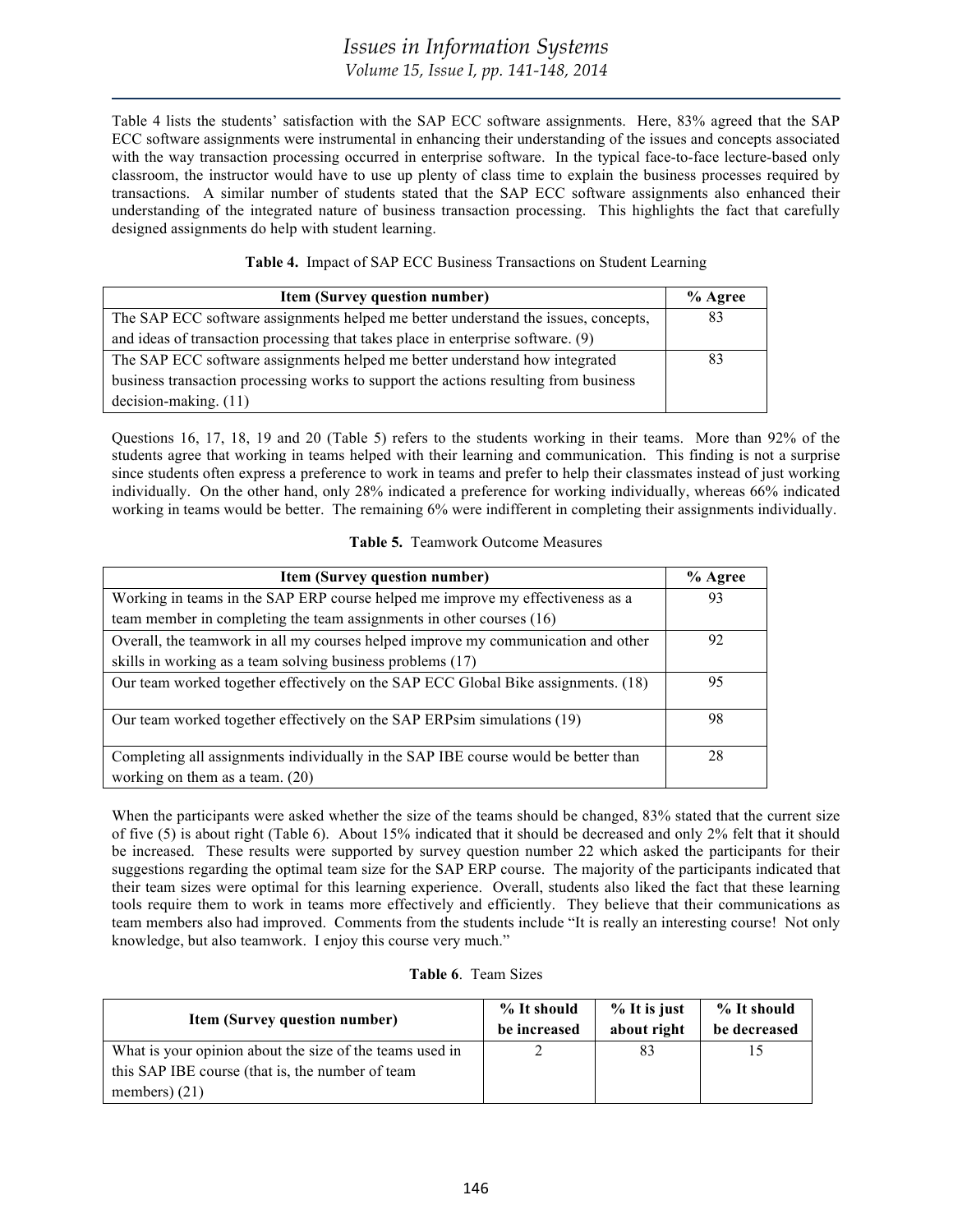Table 4 lists the students' satisfaction with the SAP ECC software assignments. Here, 83% agreed that the SAP ECC software assignments were instrumental in enhancing their understanding of the issues and concepts associated with the way transaction processing occurred in enterprise software. In the typical face-to-face lecture-based only classroom, the instructor would have to use up plenty of class time to explain the business processes required by transactions. A similar number of students stated that the SAP ECC software assignments also enhanced their understanding of the integrated nature of business transaction processing. This highlights the fact that carefully designed assignments do help with student learning.

**Table 4.** Impact of SAP ECC Business Transactions on Student Learning

| Item (Survey question number) | % Agree |
|---|---|
| The SAP ECC software assignments helped me better understand the issues, concepts, and ideas of transaction processing that takes place in enterprise software. (9) | 83 |
| The SAP ECC software assignments helped me better understand how integrated business transaction processing works to support the actions resulting from business decision-making. (11) | 83 |

Questions 16, 17, 18, 19 and 20 (Table 5) refers to the students working in their teams. More than 92% of the students agree that working in teams helped with their learning and communication. This finding is not a surprise since students often express a preference to work in teams and prefer to help their classmates instead of just working individually. On the other hand, only 28% indicated a preference for working individually, whereas 66% indicated working in teams would be better. The remaining 6% were indifferent in completing their assignments individually.

**Table 5.** Teamwork Outcome Measures

| Item (Survey question number) | % Agree |
|---|---|
| Working in teams in the SAP ERP course helped me improve my effectiveness as a team member in completing the team assignments in other courses (16) | 93 |
| Overall, the teamwork in all my courses helped improve my communication and other skills in working as a team solving business problems (17) | 92 |
| Our team worked together effectively on the SAP ECC Global Bike assignments. (18) | 95 |
| Our team worked together effectively on the SAP ERPsim simulations (19) | 98 |
| Completing all assignments individually in the SAP IBE course would be better than working on them as a team. (20) | 28 |

When the participants were asked whether the size of the teams should be changed, 83% stated that the current size of five (5) is about right (Table 6). About 15% indicated that it should be decreased and only 2% felt that it should be increased. These results were supported by survey question number 22 which asked the participants for their suggestions regarding the optimal team size for the SAP ERP course. The majority of the participants indicated that their team sizes were optimal for this learning experience. Overall, students also liked the fact that these learning tools require them to work in teams more effectively and efficiently. They believe that their communications as team members also had improved. Comments from the students include "It is really an interesting course! Not only knowledge, but also teamwork. I enjoy this course very much."

**Table 6**. Team Sizes

| Item (Survey question number) | % It should be increased | % It is just about right | % It should be decreased |
|---|---|---|---|
| What is your opinion about the size of the teams used in this SAP IBE course (that is, the number of team members) (21) | 2 | 83 | 15 |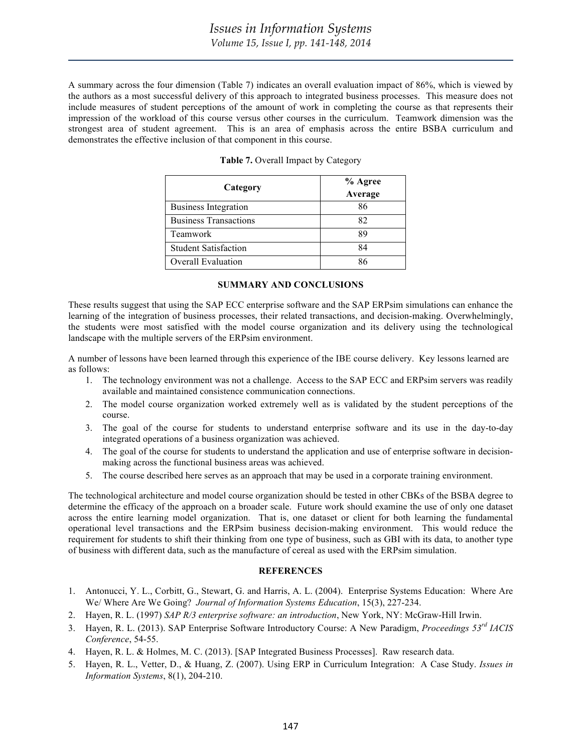A summary across the four dimension (Table 7) indicates an overall evaluation impact of 86%, which is viewed by the authors as a most successful delivery of this approach to integrated business processes. This measure does not include measures of student perceptions of the amount of work in completing the course as that represents their impression of the workload of this course versus other courses in the curriculum. Teamwork dimension was the strongest area of student agreement. This is an area of emphasis across the entire BSBA curriculum and demonstrates the effective inclusion of that component in this course.

**Table 7.** Overall Impact by Category

| Category | % Agree Average |
|---|---|
| Business Integration | 86 |
| Business Transactions | 82 |
| Teamwork | 89 |
| Student Satisfaction | 84 |
| Overall Evaluation | 86 |

## SUMMARY AND CONCLUSIONS

These results suggest that using the SAP ECC enterprise software and the SAP ERPsim simulations can enhance the learning of the integration of business processes, their related transactions, and decision-making. Overwhelmingly, the students were most satisfied with the model course organization and its delivery using the technological landscape with the multiple servers of the ERPsim environment.

A number of lessons have been learned through this experience of the IBE course delivery. Key lessons learned are as follows:

1. The technology environment was not a challenge. Access to the SAP ECC and ERPsim servers was readily available and maintained consistence communication connections.
2. The model course organization worked extremely well as is validated by the student perceptions of the course.
3. The goal of the course for students to understand enterprise software and its use in the day-to-day integrated operations of a business organization was achieved.
4. The goal of the course for students to understand the application and use of enterprise software in decision-making across the functional business areas was achieved.
5. The course described here serves as an approach that may be used in a corporate training environment.

The technological architecture and model course organization should be tested in other CBKs of the BSBA degree to determine the efficacy of the approach on a broader scale. Future work should examine the use of only one dataset across the entire learning model organization. That is, one dataset or client for both learning the fundamental operational level transactions and the ERPsim business decision-making environment. This would reduce the requirement for students to shift their thinking from one type of business, such as GBI with its data, to another type of business with different data, such as the manufacture of cereal as used with the ERPsim simulation.

## REFERENCES

1. Antonucci, Y. L., Corbitt, G., Stewart, G. and Harris, A. L. (2004). Enterprise Systems Education: Where Are We/ Where Are We Going? *Journal of Information Systems Education*, 15(3), 227-234.
2. Hayen, R. L. (1997) *SAP R/3 enterprise software: an introduction*, New York, NY: McGraw-Hill Irwin.
3. Hayen, R. L. (2013). SAP Enterprise Software Introductory Course: A New Paradigm, *Proceedings 53rd IACIS Conference*, 54-55.
4. Hayen, R. L. & Holmes, M. C. (2013). [SAP Integrated Business Processes]. Raw research data.
5. Hayen, R. L., Vetter, D., & Huang, Z. (2007). Using ERP in Curriculum Integration: A Case Study. *Issues in Information Systems*, 8(1), 204-210.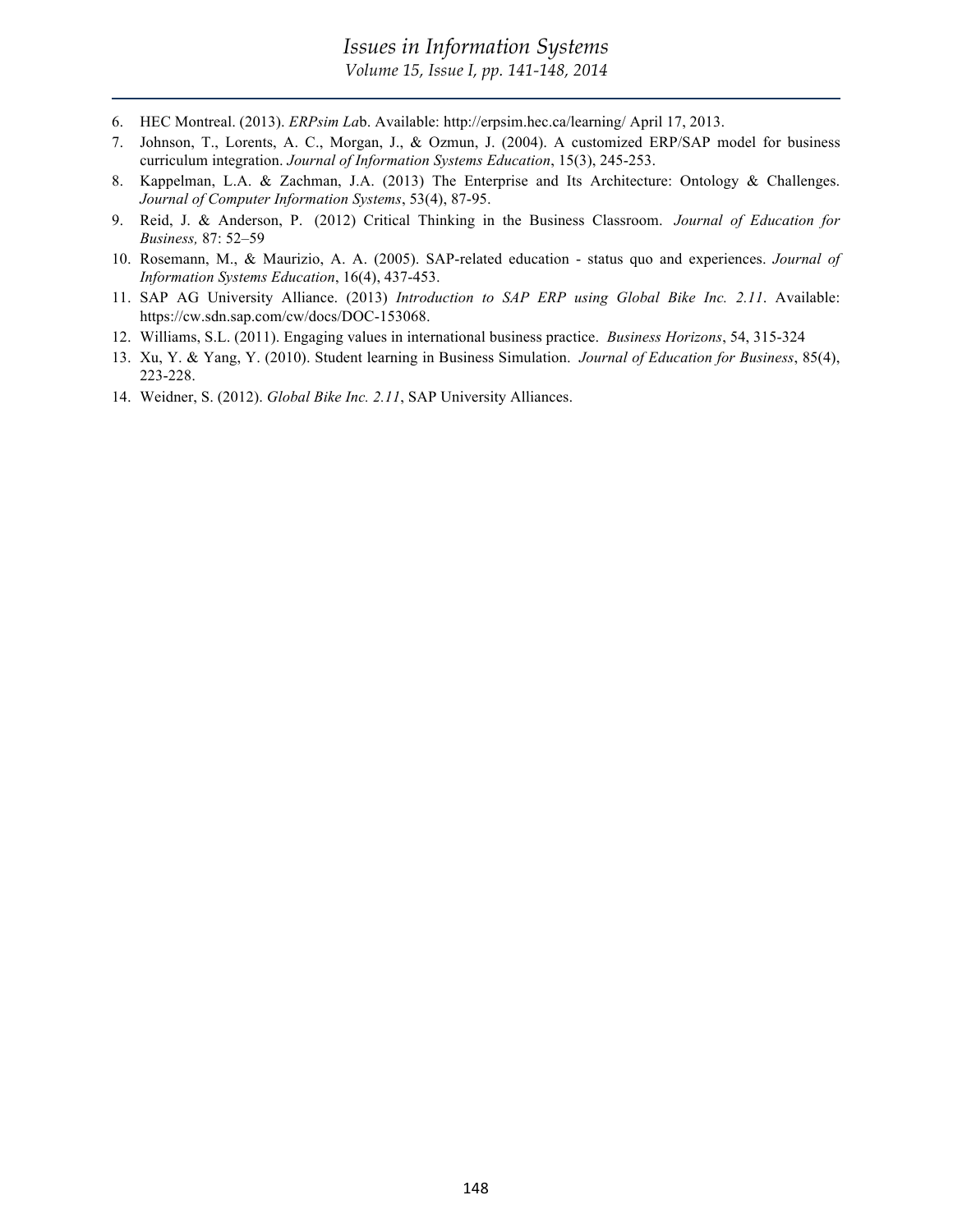6. HEC Montreal. (2013). *ERPsim La*b. Available: http://erpsim.hec.ca/learning/ April 17, 2013.
7. Johnson, T., Lorents, A. C., Morgan, J., & Ozmun, J. (2004). A customized ERP/SAP model for business curriculum integration. *Journal of Information Systems Education*, 15(3), 245-253.
8. Kappelman, L.A. & Zachman, J.A. (2013) The Enterprise and Its Architecture: Ontology & Challenges. *Journal of Computer Information Systems*, 53(4), 87-95.
9. Reid, J. & Anderson, P. (2012) Critical Thinking in the Business Classroom. *Journal of Education for Business,* 87: 52–59
10. Rosemann, M., & Maurizio, A. A. (2005). SAP-related education - status quo and experiences. *Journal of Information Systems Education*, 16(4), 437-453.
11. SAP AG University Alliance. (2013) *Introduction to SAP ERP using Global Bike Inc. 2.11*. Available: https://cw.sdn.sap.com/cw/docs/DOC-153068.
12. Williams, S.L. (2011). Engaging values in international business practice. *Business Horizons*, 54, 315-324
13. Xu, Y. & Yang, Y. (2010). Student learning in Business Simulation. *Journal of Education for Business*, 85(4), 223-228.
14. Weidner, S. (2012). *Global Bike Inc. 2.11*, SAP University Alliances.